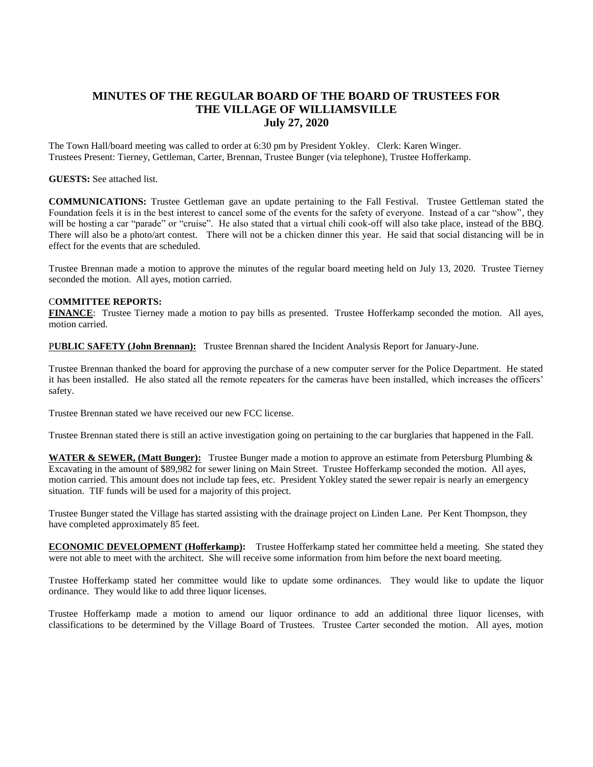# MINUTES OF THE REGULAR BOARD OF THE BOARD OF TRUSTEES FOR THE VILLAGE OF WILLIAMSVILLE
## July 27, 2020

The Town Hall/board meeting was called to order at 6:30 pm by President Yokley. Clerk: Karen Winger.
Trustees Present: Tierney, Gettleman, Carter, Brennan, Trustee Bunger (via telephone), Trustee Hofferkamp.

**GUESTS:** See attached list.

**COMMUNICATIONS:** Trustee Gettleman gave an update pertaining to the Fall Festival. Trustee Gettleman stated the Foundation feels it is in the best interest to cancel some of the events for the safety of everyone. Instead of a car "show", they will be hosting a car "parade" or "cruise". He also stated that a virtual chili cook-off will also take place, instead of the BBQ. There will also be a photo/art contest. There will not be a chicken dinner this year. He said that social distancing will be in effect for the events that are scheduled.

Trustee Brennan made a motion to approve the minutes of the regular board meeting held on July 13, 2020. Trustee Tierney seconded the motion. All ayes, motion carried.

**COMMITTEE REPORTS:**

**FINANCE**: Trustee Tierney made a motion to pay bills as presented. Trustee Hofferkamp seconded the motion. All ayes, motion carried.

**PUBLIC SAFETY (John Brennan):** Trustee Brennan shared the Incident Analysis Report for January-June.

Trustee Brennan thanked the board for approving the purchase of a new computer server for the Police Department. He stated it has been installed. He also stated all the remote repeaters for the cameras have been installed, which increases the officers' safety.

Trustee Brennan stated we have received our new FCC license.

Trustee Brennan stated there is still an active investigation going on pertaining to the car burglaries that happened in the Fall.

**WATER & SEWER, (Matt Bunger):** Trustee Bunger made a motion to approve an estimate from Petersburg Plumbing & Excavating in the amount of $89,982 for sewer lining on Main Street. Trustee Hofferkamp seconded the motion. All ayes, motion carried. This amount does not include tap fees, etc. President Yokley stated the sewer repair is nearly an emergency situation. TIF funds will be used for a majority of this project.

Trustee Bunger stated the Village has started assisting with the drainage project on Linden Lane. Per Kent Thompson, they have completed approximately 85 feet.

**ECONOMIC DEVELOPMENT (Hofferkamp):** Trustee Hofferkamp stated her committee held a meeting. She stated they were not able to meet with the architect. She will receive some information from him before the next board meeting.

Trustee Hofferkamp stated her committee would like to update some ordinances. They would like to update the liquor ordinance. They would like to add three liquor licenses.

Trustee Hofferkamp made a motion to amend our liquor ordinance to add an additional three liquor licenses, with classifications to be determined by the Village Board of Trustees. Trustee Carter seconded the motion. All ayes, motion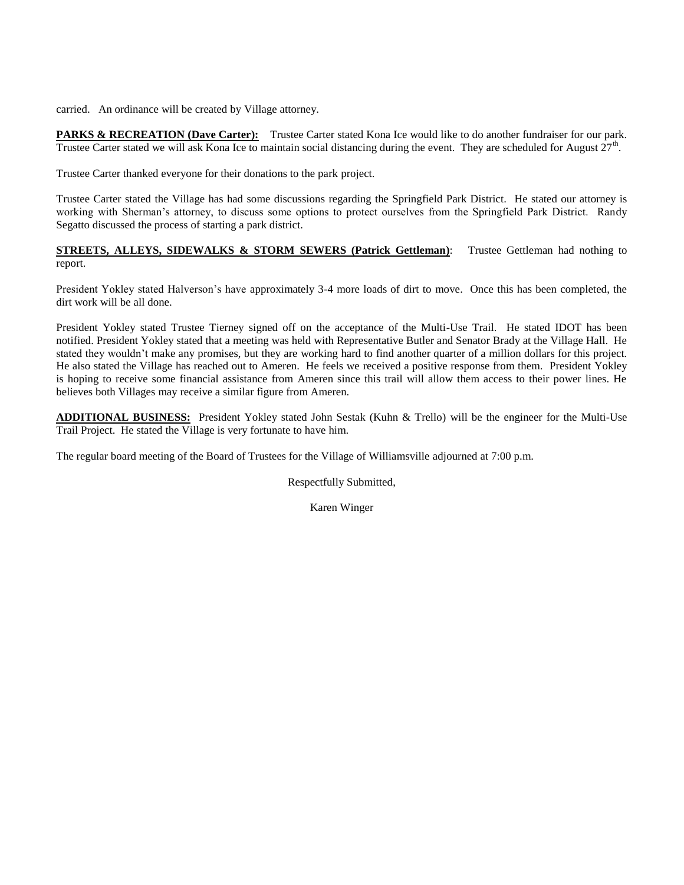carried. An ordinance will be created by Village attorney.

**PARKS & RECREATION (Dave Carter):** Trustee Carter stated Kona Ice would like to do another fundraiser for our park. Trustee Carter stated we will ask Kona Ice to maintain social distancing during the event. They are scheduled for August 27th.

Trustee Carter thanked everyone for their donations to the park project.

Trustee Carter stated the Village has had some discussions regarding the Springfield Park District. He stated our attorney is working with Sherman's attorney, to discuss some options to protect ourselves from the Springfield Park District. Randy Segatto discussed the process of starting a park district.

**STREETS, ALLEYS, SIDEWALKS & STORM SEWERS (Patrick Gettleman)**: Trustee Gettleman had nothing to report.

President Yokley stated Halverson's have approximately 3-4 more loads of dirt to move. Once this has been completed, the dirt work will be all done.

President Yokley stated Trustee Tierney signed off on the acceptance of the Multi-Use Trail. He stated IDOT has been notified. President Yokley stated that a meeting was held with Representative Butler and Senator Brady at the Village Hall. He stated they wouldn't make any promises, but they are working hard to find another quarter of a million dollars for this project. He also stated the Village has reached out to Ameren. He feels we received a positive response from them. President Yokley is hoping to receive some financial assistance from Ameren since this trail will allow them access to their power lines. He believes both Villages may receive a similar figure from Ameren.

**ADDITIONAL BUSINESS:** President Yokley stated John Sestak (Kuhn & Trello) will be the engineer for the Multi-Use Trail Project. He stated the Village is very fortunate to have him.

The regular board meeting of the Board of Trustees for the Village of Williamsville adjourned at 7:00 p.m.

Respectfully Submitted,

Karen Winger